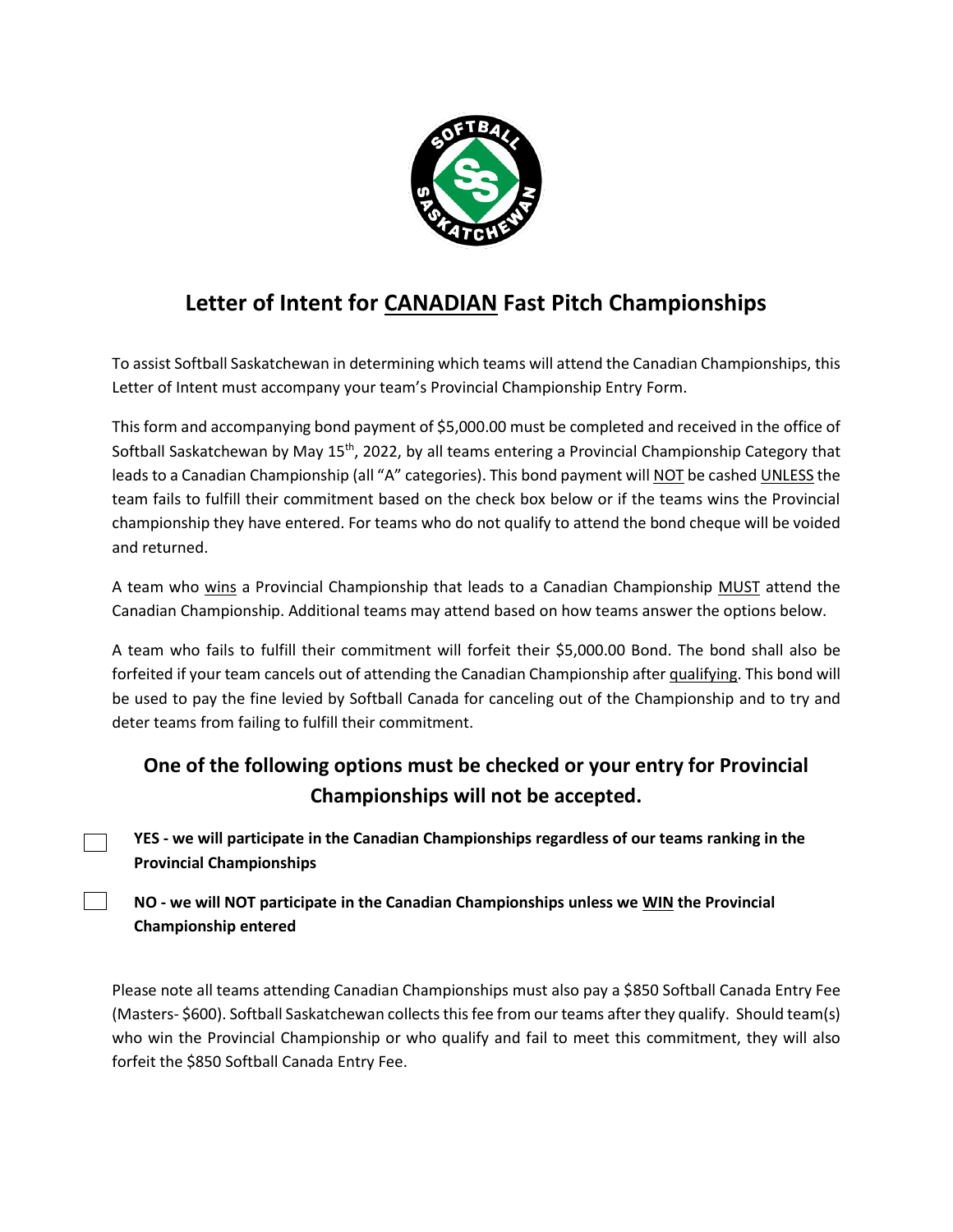# Letter of Intent for CANADIAN Fast Pitch Championships

To assist Softball Saskatchewan in determining which teams will attend the Canadian Championships, this Letter of Intent must accompany your team's Provincial Championship Entry Form.

This form and accompanying bond payment of $5,000.00 must be completed and received in the office of Softball Saskatchewan by May 15th, 2022, by all teams entering a Provincial Championship Category that leads to a Canadian Championship (all "A" categories). This bond payment will NOT be cashed UNLESS the team fails to fulfill their commitment based on the check box below or if the teams wins the Provincial championship they have entered. For teams who do not qualify to attend the bond cheque will be voided and returned.

A team who wins a Provincial Championship that leads to a Canadian Championship MUST attend the Canadian Championship. Additional teams may attend based on how teams answer the options below.

A team who fails to fulfill their commitment will forfeit their $5,000.00 Bond. The bond shall also be forfeited if your team cancels out of attending the Canadian Championship after qualifying. This bond will be used to pay the fine levied by Softball Canada for canceling out of the Championship and to try and deter teams from failing to fulfill their commitment.

## One of the following options must be checked or your entry for Provincial Championships will not be accepted.

- [ ] **YES - we will participate in the Canadian Championships regardless of our teams ranking in the Provincial Championships**
- [ ] **NO - we will NOT participate in the Canadian Championships unless we WIN the Provincial Championship entered**

Please note all teams attending Canadian Championships must also pay a $850 Softball Canada Entry Fee (Masters- $600). Softball Saskatchewan collects this fee from our teams after they qualify. Should team(s) who win the Provincial Championship or who qualify and fail to meet this commitment, they will also forfeit the $850 Softball Canada Entry Fee.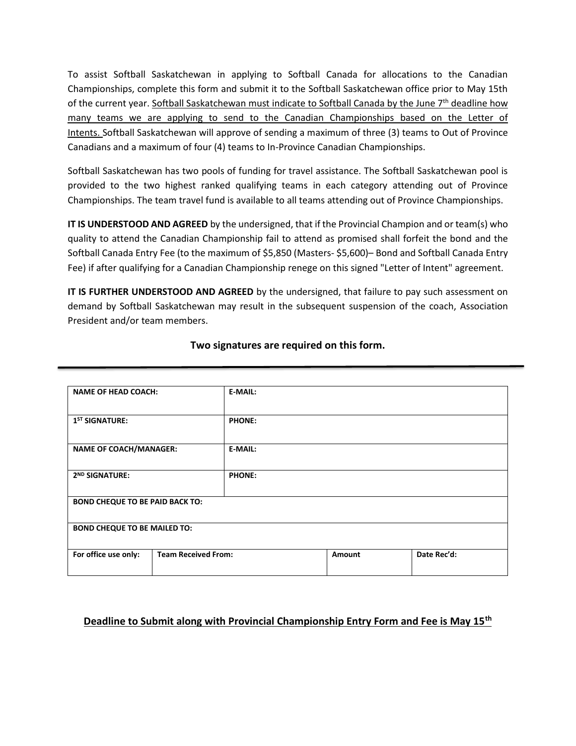To assist Softball Saskatchewan in applying to Softball Canada for allocations to the Canadian Championships, complete this form and submit it to the Softball Saskatchewan office prior to May 15th of the current year. Softball Saskatchewan must indicate to Softball Canada by the June 7th deadline how many teams we are applying to send to the Canadian Championships based on the Letter of Intents. Softball Saskatchewan will approve of sending a maximum of three (3) teams to Out of Province Canadians and a maximum of four (4) teams to In-Province Canadian Championships.

Softball Saskatchewan has two pools of funding for travel assistance. The Softball Saskatchewan pool is provided to the two highest ranked qualifying teams in each category attending out of Province Championships. The team travel fund is available to all teams attending out of Province Championships.

**IT IS UNDERSTOOD AND AGREED** by the undersigned, that if the Provincial Champion and or team(s) who quality to attend the Canadian Championship fail to attend as promised shall forfeit the bond and the Softball Canada Entry Fee (to the maximum of $5,850 (Masters- $5,600)– Bond and Softball Canada Entry Fee) if after qualifying for a Canadian Championship renege on this signed "Letter of Intent" agreement.

**IT IS FURTHER UNDERSTOOD AND AGREED** by the undersigned, that failure to pay such assessment on demand by Softball Saskatchewan may result in the subsequent suspension of the coach, Association President and/or team members.

**Two signatures are required on this form.**

---

| | | | |
|---|---|---|---|
| **NAME OF HEAD COACH:** | **E-MAIL:** | | |
| **1ST SIGNATURE:** | **PHONE:** | | |
| **NAME OF COACH/MANAGER:** | **E-MAIL:** | | |
| **2ND SIGNATURE:** | **PHONE:** | | |
| **BOND CHEQUE TO BE PAID BACK TO:** | | | |
| **BOND CHEQUE TO BE MAILED TO:** | | | |
| **For office use only:** | **Team Received From:** | **Amount** | **Date Rec'd:** |

**Deadline to Submit along with Provincial Championship Entry Form and Fee is May 15th**